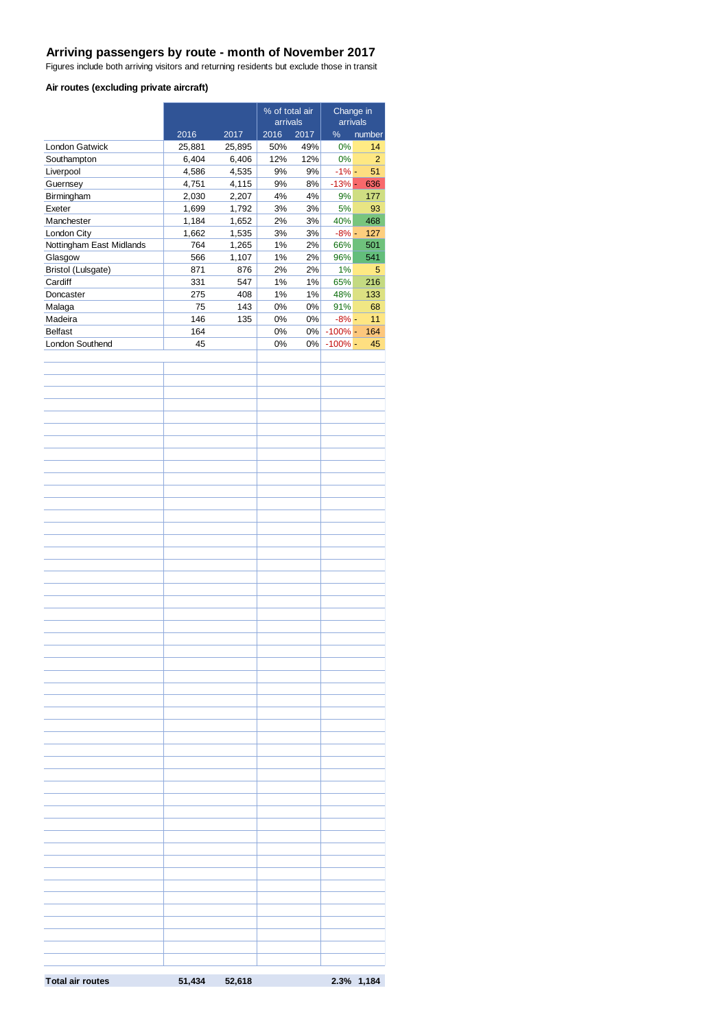## Arriving passengers by route - month of November 2017

Figures include both arriving visitors and returning residents but exclude those in transit

### Air routes (excluding private aircraft)

| | | | % of total air arrivals | | Change in arrivals | |
|---|---|---|---|---|---|---|
| | 2016 | 2017 | 2016 | 2017 | % | number |
| London Gatwick | 25,881 | 25,895 | 50% | 49% | 0% | 14 |
| Southampton | 6,404 | 6,406 | 12% | 12% | 0% | 2 |
| Liverpool | 4,586 | 4,535 | 9% | 9% | -1% | - 51 |
| Guernsey | 4,751 | 4,115 | 9% | 8% | -13% | - 636 |
| Birmingham | 2,030 | 2,207 | 4% | 4% | 9% | 177 |
| Exeter | 1,699 | 1,792 | 3% | 3% | 5% | 93 |
| Manchester | 1,184 | 1,652 | 2% | 3% | 40% | 468 |
| London City | 1,662 | 1,535 | 3% | 3% | -8% | - 127 |
| Nottingham East Midlands | 764 | 1,265 | 1% | 2% | 66% | 501 |
| Glasgow | 566 | 1,107 | 1% | 2% | 96% | 541 |
| Bristol (Lulsgate) | 871 | 876 | 2% | 2% | 1% | 5 |
| Cardiff | 331 | 547 | 1% | 1% | 65% | 216 |
| Doncaster | 275 | 408 | 1% | 1% | 48% | 133 |
| Malaga | 75 | 143 | 0% | 0% | 91% | 68 |
| Madeira | 146 | 135 | 0% | 0% | -8% | - 11 |
| Belfast | 164 | | 0% | 0% | -100% | - 164 |
| London Southend | 45 | | 0% | 0% | -100% | - 45 |
| **Total air routes** | **51,434** | **52,618** | | | **2.3%** | **1,184** |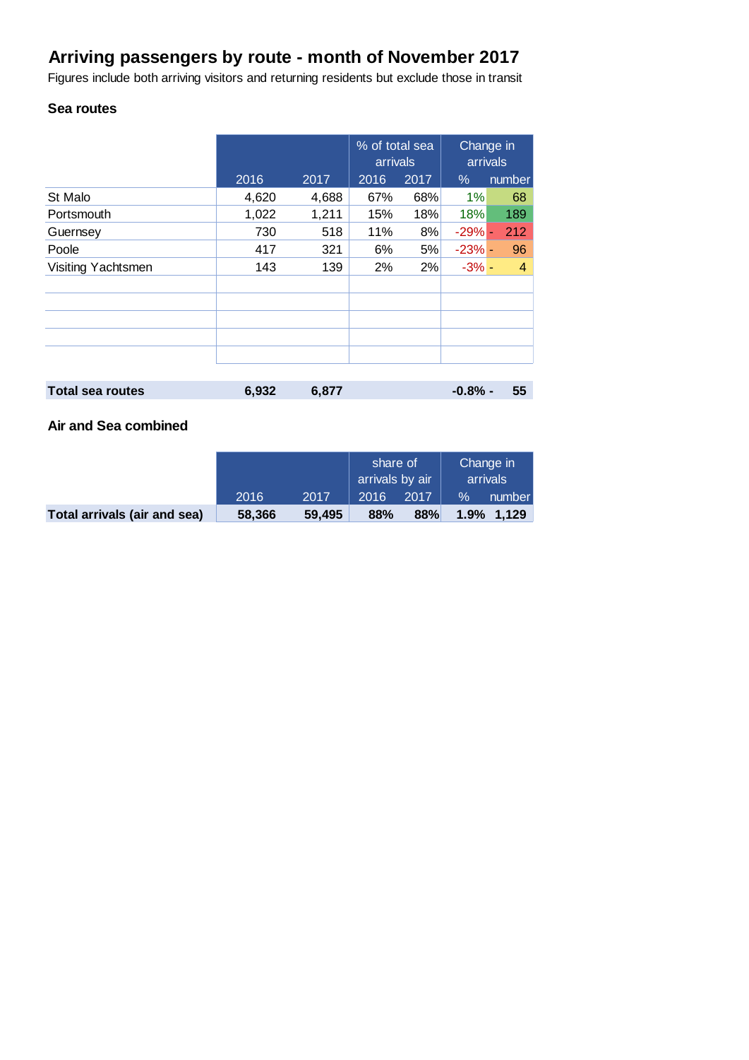# Arriving passengers by route - month of November 2017

Figures include both arriving visitors and returning residents but exclude those in transit

### Sea routes

| | | | % of total sea arrivals | | Change in arrivals | |
|---|---|---|---|---|---|---|
| | 2016 | 2017 | 2016 | 2017 | % | number |
| St Malo | 4,620 | 4,688 | 67% | 68% | 1% | 68 |
| Portsmouth | 1,022 | 1,211 | 15% | 18% | 18% | 189 |
| Guernsey | 730 | 518 | 11% | 8% | -29% | - 212 |
| Poole | 417 | 321 | 6% | 5% | -23% | - 96 |
| Visiting Yachtsmen | 143 | 139 | 2% | 2% | -3% | - 4 |
| | | | | | | |
| | | | | | | |
| | | | | | | |
| | | | | | | |
| | | | | | | |
| **Total sea routes** | **6,932** | **6,877** | | | **-0.8%** | **- 55** |

### Air and Sea combined

| | | | share of arrivals by air | | Change in arrivals | |
|---|---|---|---|---|---|---|
| | 2016 | 2017 | 2016 | 2017 | % | number |
| **Total arrivals (air and sea)** | **58,366** | **59,495** | **88%** | **88%** | **1.9%** | **1,129** |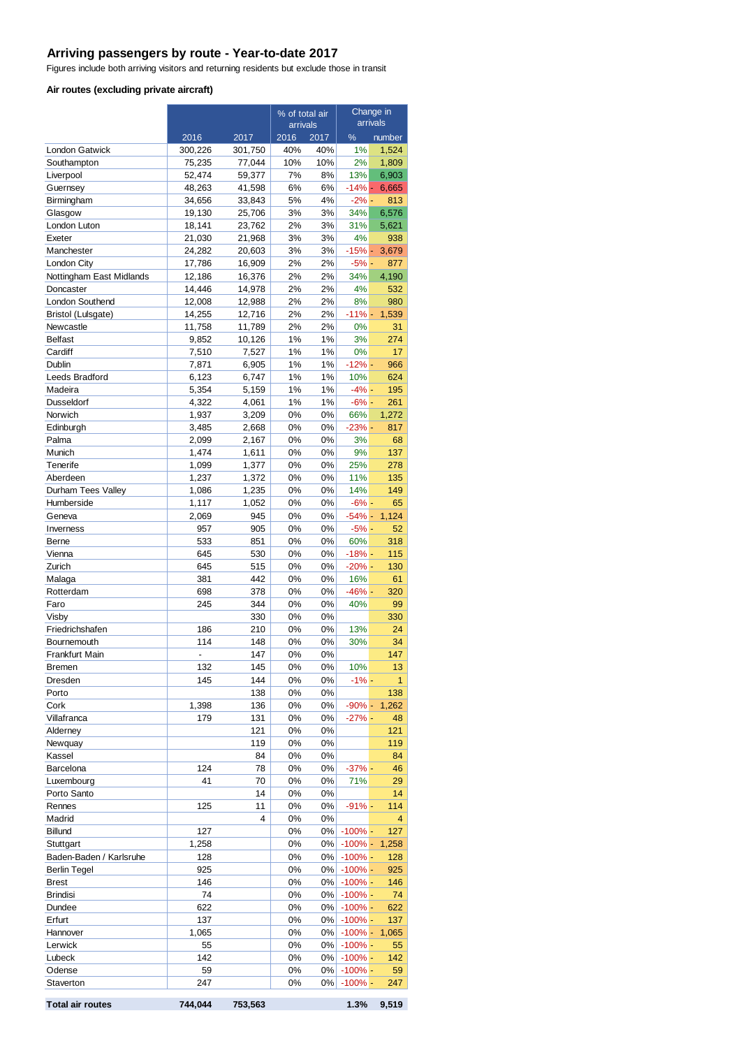# Arriving passengers by route - Year-to-date 2017

Figures include both arriving visitors and returning residents but exclude those in transit

### Air routes (excluding private aircraft)

| | | | % of total air arrivals | | Change in arrivals | |
|---|---|---|---|---|---|---|
| | 2016 | 2017 | 2016 | 2017 | % | number |
| London Gatwick | 300,226 | 301,750 | 40% | 40% | 1% | 1,524 |
| Southampton | 75,235 | 77,044 | 10% | 10% | 2% | 1,809 |
| Liverpool | 52,474 | 59,377 | 7% | 8% | 13% | 6,903 |
| Guernsey | 48,263 | 41,598 | 6% | 6% | -14% | - 6,665 |
| Birmingham | 34,656 | 33,843 | 5% | 4% | -2% | - 813 |
| Glasgow | 19,130 | 25,706 | 3% | 3% | 34% | 6,576 |
| London Luton | 18,141 | 23,762 | 2% | 3% | 31% | 5,621 |
| Exeter | 21,030 | 21,968 | 3% | 3% | 4% | 938 |
| Manchester | 24,282 | 20,603 | 3% | 3% | -15% | - 3,679 |
| London City | 17,786 | 16,909 | 2% | 2% | -5% | - 877 |
| Nottingham East Midlands | 12,186 | 16,376 | 2% | 2% | 34% | 4,190 |
| Doncaster | 14,446 | 14,978 | 2% | 2% | 4% | 532 |
| London Southend | 12,008 | 12,988 | 2% | 2% | 8% | 980 |
| Bristol (Lulsgate) | 14,255 | 12,716 | 2% | 2% | -11% | - 1,539 |
| Newcastle | 11,758 | 11,789 | 2% | 2% | 0% | 31 |
| Belfast | 9,852 | 10,126 | 1% | 1% | 3% | 274 |
| Cardiff | 7,510 | 7,527 | 1% | 1% | 0% | 17 |
| Dublin | 7,871 | 6,905 | 1% | 1% | -12% | - 966 |
| Leeds Bradford | 6,123 | 6,747 | 1% | 1% | 10% | 624 |
| Madeira | 5,354 | 5,159 | 1% | 1% | -4% | - 195 |
| Dusseldorf | 4,322 | 4,061 | 1% | 1% | -6% | - 261 |
| Norwich | 1,937 | 3,209 | 0% | 0% | 66% | 1,272 |
| Edinburgh | 3,485 | 2,668 | 0% | 0% | -23% | - 817 |
| Palma | 2,099 | 2,167 | 0% | 0% | 3% | 68 |
| Munich | 1,474 | 1,611 | 0% | 0% | 9% | 137 |
| Tenerife | 1,099 | 1,377 | 0% | 0% | 25% | 278 |
| Aberdeen | 1,237 | 1,372 | 0% | 0% | 11% | 135 |
| Durham Tees Valley | 1,086 | 1,235 | 0% | 0% | 14% | 149 |
| Humberside | 1,117 | 1,052 | 0% | 0% | -6% | - 65 |
| Geneva | 2,069 | 945 | 0% | 0% | -54% | - 1,124 |
| Inverness | 957 | 905 | 0% | 0% | -5% | - 52 |
| Berne | 533 | 851 | 0% | 0% | 60% | 318 |
| Vienna | 645 | 530 | 0% | 0% | -18% | - 115 |
| Zurich | 645 | 515 | 0% | 0% | -20% | - 130 |
| Malaga | 381 | 442 | 0% | 0% | 16% | 61 |
| Rotterdam | 698 | 378 | 0% | 0% | -46% | - 320 |
| Faro | 245 | 344 | 0% | 0% | 40% | 99 |
| Visby | | 330 | 0% | 0% | | 330 |
| Friedrichshafen | 186 | 210 | 0% | 0% | 13% | 24 |
| Bournemouth | 114 | 148 | 0% | 0% | 30% | 34 |
| Frankfurt Main | - | 147 | 0% | 0% | | 147 |
| Bremen | 132 | 145 | 0% | 0% | 10% | 13 |
| Dresden | 145 | 144 | 0% | 0% | -1% | - 1 |
| Porto | | 138 | 0% | 0% | | 138 |
| Cork | 1,398 | 136 | 0% | 0% | -90% | - 1,262 |
| Villafranca | 179 | 131 | 0% | 0% | -27% | - 48 |
| Alderney | | 121 | 0% | 0% | | 121 |
| Newquay | | 119 | 0% | 0% | | 119 |
| Kassel | | 84 | 0% | 0% | | 84 |
| Barcelona | 124 | 78 | 0% | 0% | -37% | - 46 |
| Luxembourg | 41 | 70 | 0% | 0% | 71% | 29 |
| Porto Santo | | 14 | 0% | 0% | | 14 |
| Rennes | 125 | 11 | 0% | 0% | -91% | - 114 |
| Madrid | | 4 | 0% | 0% | | 4 |
| Billund | 127 | | 0% | 0% | -100% | - 127 |
| Stuttgart | 1,258 | | 0% | 0% | -100% | - 1,258 |
| Baden-Baden / Karlsruhe | 128 | | 0% | 0% | -100% | - 128 |
| Berlin Tegel | 925 | | 0% | 0% | -100% | - 925 |
| Brest | 146 | | 0% | 0% | -100% | - 146 |
| Brindisi | 74 | | 0% | 0% | -100% | - 74 |
| Dundee | 622 | | 0% | 0% | -100% | - 622 |
| Erfurt | 137 | | 0% | 0% | -100% | - 137 |
| Hannover | 1,065 | | 0% | 0% | -100% | - 1,065 |
| Lerwick | 55 | | 0% | 0% | -100% | - 55 |
| Lubeck | 142 | | 0% | 0% | -100% | - 142 |
| Odense | 59 | | 0% | 0% | -100% | - 59 |
| Staverton | 247 | | 0% | 0% | -100% | - 247 |
| **Total air routes** | **744,044** | **753,563** | | | **1.3%** | **9,519** |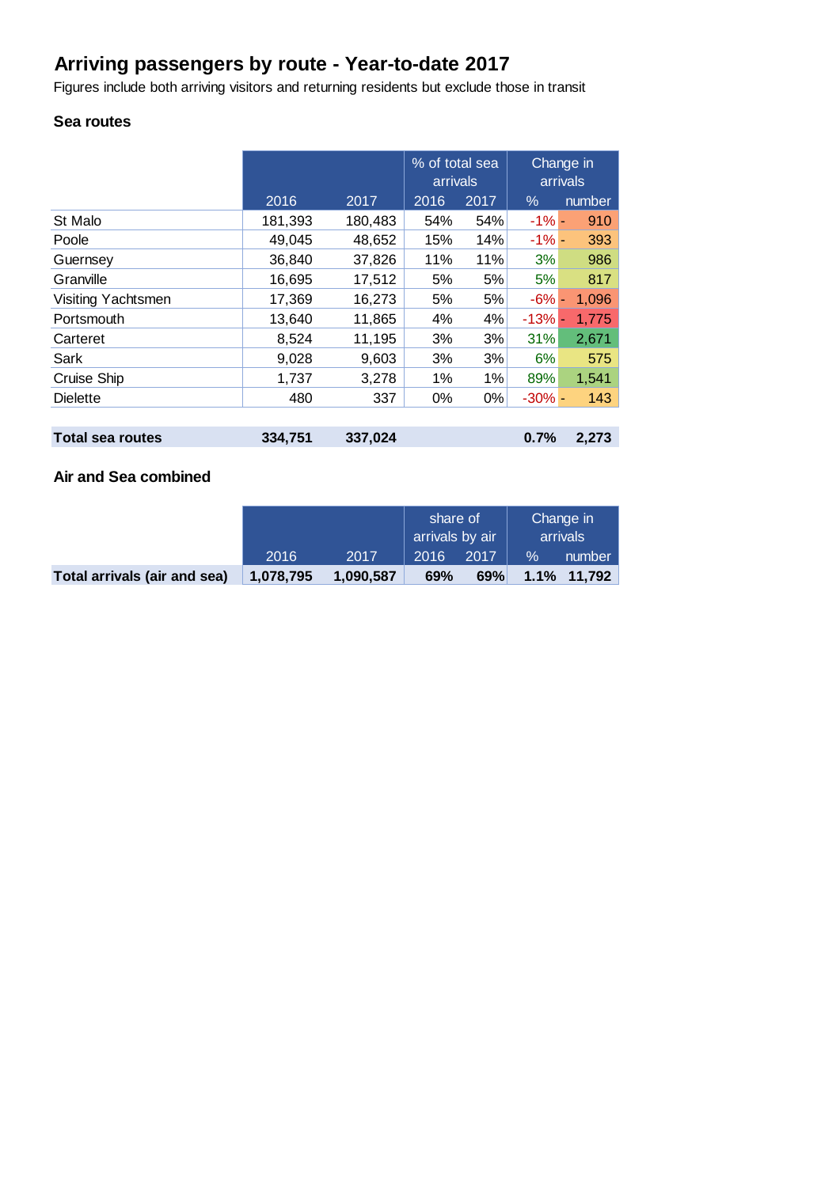# Arriving passengers by route - Year-to-date 2017

Figures include both arriving visitors and returning residents but exclude those in transit

### Sea routes

| | | | % of total sea arrivals | | Change in arrivals | |
|---|---|---|---|---|---|---|
| | 2016 | 2017 | 2016 | 2017 | % | number |
| St Malo | 181,393 | 180,483 | 54% | 54% | -1% | - 910 |
| Poole | 49,045 | 48,652 | 15% | 14% | -1% | - 393 |
| Guernsey | 36,840 | 37,826 | 11% | 11% | 3% | 986 |
| Granville | 16,695 | 17,512 | 5% | 5% | 5% | 817 |
| Visiting Yachtsmen | 17,369 | 16,273 | 5% | 5% | -6% | - 1,096 |
| Portsmouth | 13,640 | 11,865 | 4% | 4% | -13% | - 1,775 |
| Carteret | 8,524 | 11,195 | 3% | 3% | 31% | 2,671 |
| Sark | 9,028 | 9,603 | 3% | 3% | 6% | 575 |
| Cruise Ship | 1,737 | 3,278 | 1% | 1% | 89% | 1,541 |
| Dielette | 480 | 337 | 0% | 0% | -30% | - 143 |
| | | | | | | |
| **Total sea routes** | **334,751** | **337,024** | | | **0.7%** | **2,273** |

### Air and Sea combined

| | | | share of arrivals by air | | Change in arrivals | |
|---|---|---|---|---|---|---|
| | 2016 | 2017 | 2016 | 2017 | % | number |
| **Total arrivals (air and sea)** | **1,078,795** | **1,090,587** | **69%** | **69%** | **1.1%** | **11,792** |